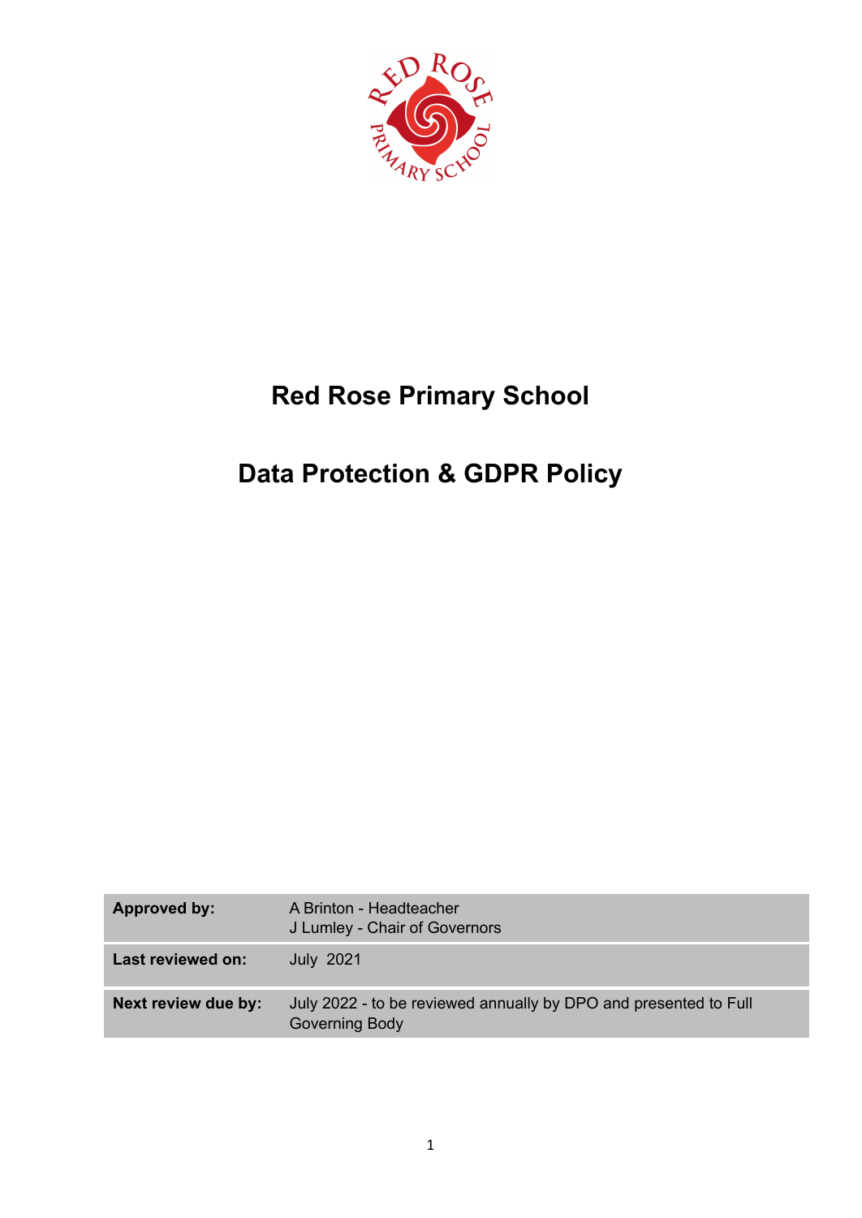# Red Rose Primary School

# Data Protection & GDPR Policy

| | |
|---|---|
| **Approved by:** | A Brinton - Headteacher<br>J Lumley - Chair of Governors |
| **Last reviewed on:** | July 2021 |
| **Next review due by:** | July 2022 - to be reviewed annually by DPO and presented to Full Governing Body |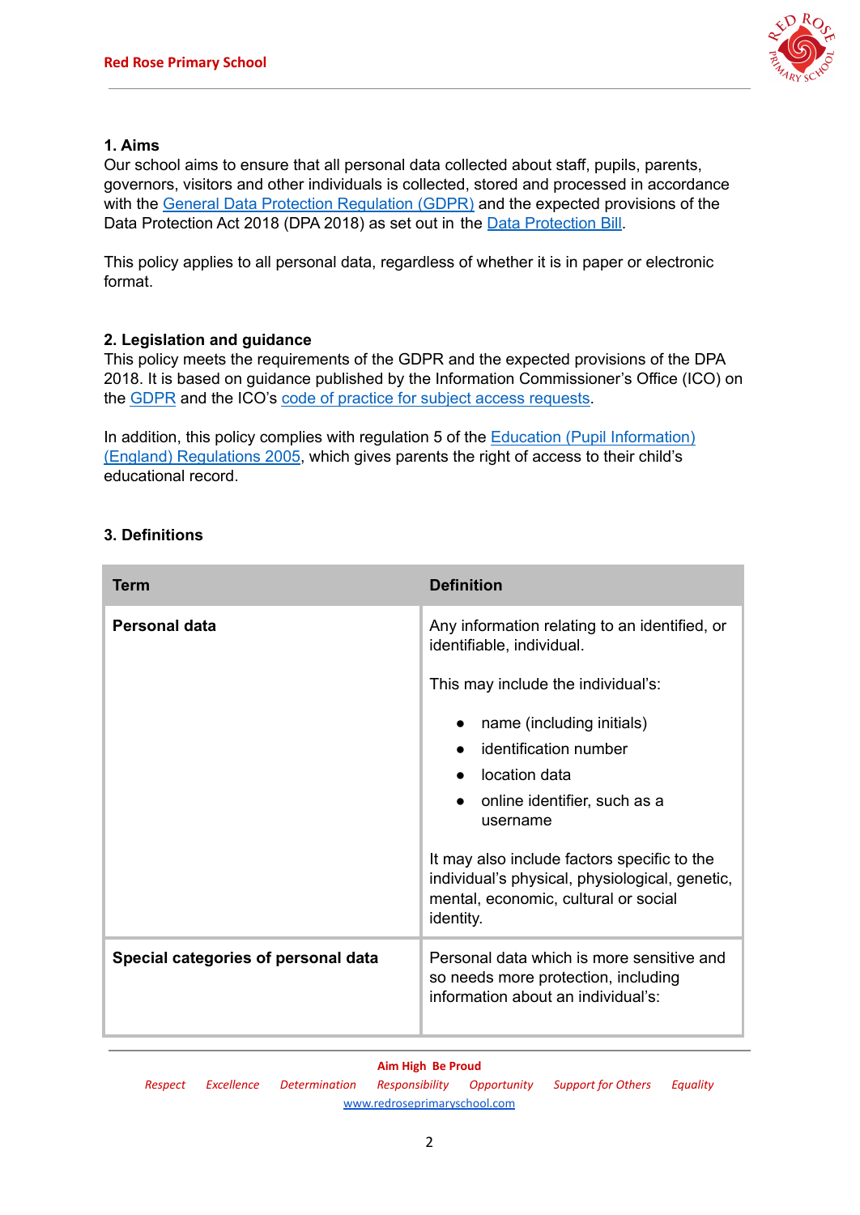## 1. Aims

Our school aims to ensure that all personal data collected about staff, pupils, parents, governors, visitors and other individuals is collected, stored and processed in accordance with the General Data Protection Regulation (GDPR) and the expected provisions of the Data Protection Act 2018 (DPA 2018) as set out in the Data Protection Bill.

This policy applies to all personal data, regardless of whether it is in paper or electronic format.

## 2. Legislation and guidance

This policy meets the requirements of the GDPR and the expected provisions of the DPA 2018. It is based on guidance published by the Information Commissioner's Office (ICO) on the GDPR and the ICO's code of practice for subject access requests.

In addition, this policy complies with regulation 5 of the Education (Pupil Information) (England) Regulations 2005, which gives parents the right of access to their child's educational record.

## 3. Definitions

| Term | Definition |
|---|---|
| **Personal data** | Any information relating to an identified, or identifiable, individual.<br><br>This may include the individual's:<br><br>• name (including initials)<br>• identification number<br>• location data<br>• online identifier, such as a username<br><br>It may also include factors specific to the individual's physical, physiological, genetic, mental, economic, cultural or social identity. |
| **Special categories of personal data** | Personal data which is more sensitive and so needs more protection, including information about an individual's: |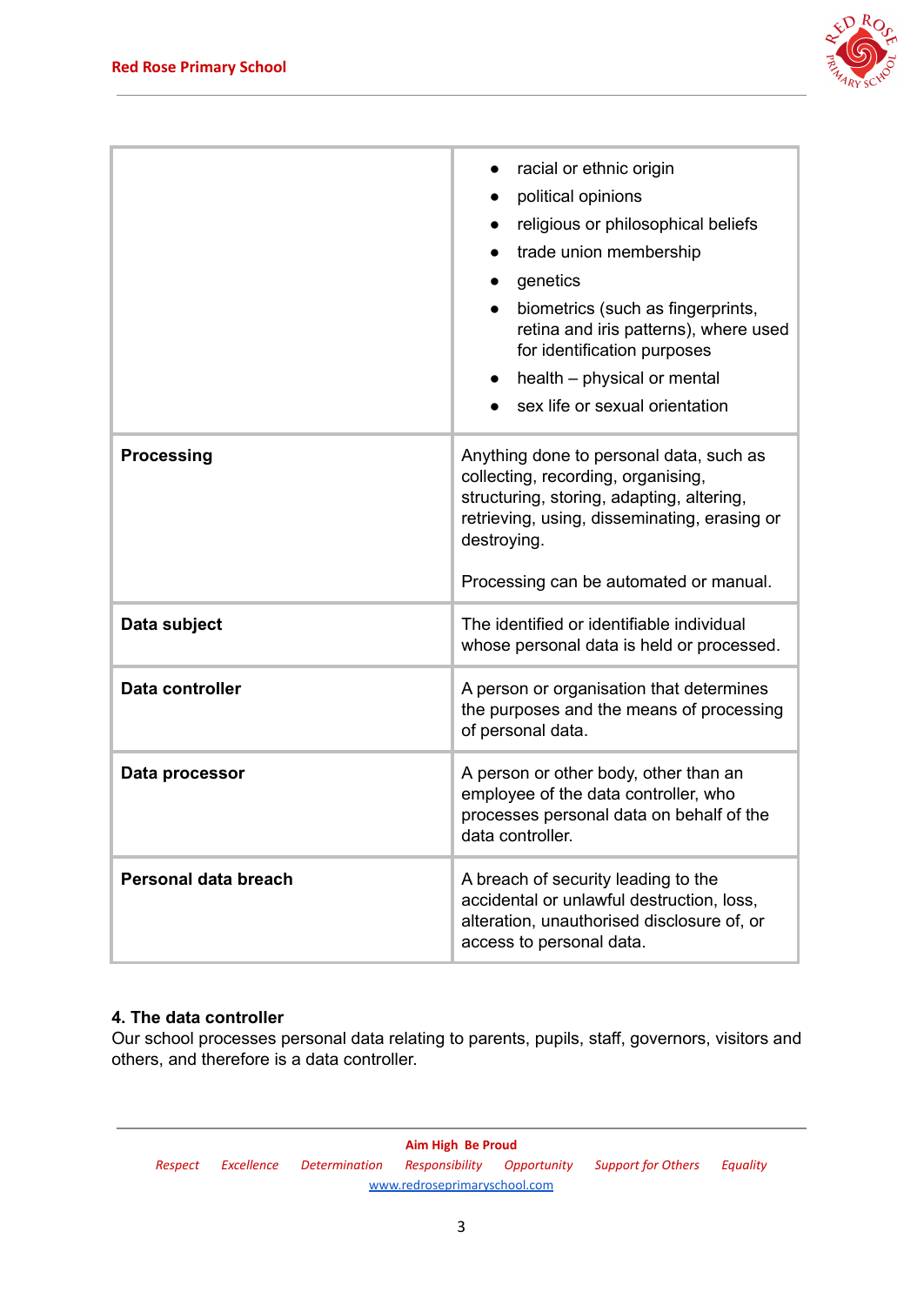| | |
|---|---|
| | • racial or ethnic origin<br>• political opinions<br>• religious or philosophical beliefs<br>• trade union membership<br>• genetics<br>• biometrics (such as fingerprints, retina and iris patterns), where used for identification purposes<br>• health – physical or mental<br>• sex life or sexual orientation |
| **Processing** | Anything done to personal data, such as collecting, recording, organising, structuring, storing, adapting, altering, retrieving, using, disseminating, erasing or destroying.<br><br>Processing can be automated or manual. |
| **Data subject** | The identified or identifiable individual whose personal data is held or processed. |
| **Data controller** | A person or organisation that determines the purposes and the means of processing of personal data. |
| **Data processor** | A person or other body, other than an employee of the data controller, who processes personal data on behalf of the data controller. |
| **Personal data breach** | A breach of security leading to the accidental or unlawful destruction, loss, alteration, unauthorised disclosure of, or access to personal data. |

## 4. The data controller

Our school processes personal data relating to parents, pupils, staff, governors, visitors and others, and therefore is a data controller.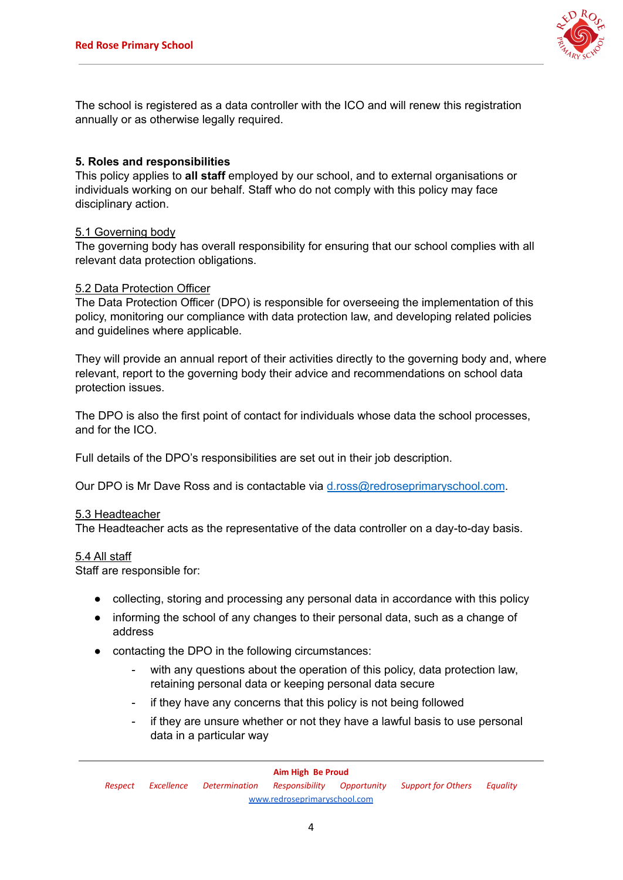The school is registered as a data controller with the ICO and will renew this registration annually or as otherwise legally required.

## 5. Roles and responsibilities

This policy applies to **all staff** employed by our school, and to external organisations or individuals working on our behalf. Staff who do not comply with this policy may face disciplinary action.

### 5.1 Governing body

The governing body has overall responsibility for ensuring that our school complies with all relevant data protection obligations.

### 5.2 Data Protection Officer

The Data Protection Officer (DPO) is responsible for overseeing the implementation of this policy, monitoring our compliance with data protection law, and developing related policies and guidelines where applicable.

They will provide an annual report of their activities directly to the governing body and, where relevant, report to the governing body their advice and recommendations on school data protection issues.

The DPO is also the first point of contact for individuals whose data the school processes, and for the ICO.

Full details of the DPO's responsibilities are set out in their job description.

Our DPO is Mr Dave Ross and is contactable via [d.ross@redroseprimaryschool.com](mailto:d.ross@redroseprimaryschool.com).

### 5.3 Headteacher

The Headteacher acts as the representative of the data controller on a day-to-day basis.

### 5.4 All staff

Staff are responsible for:

- collecting, storing and processing any personal data in accordance with this policy
- informing the school of any changes to their personal data, such as a change of address
- contacting the DPO in the following circumstances:
  - with any questions about the operation of this policy, data protection law, retaining personal data or keeping personal data secure
  - if they have any concerns that this policy is not being followed
  - if they are unsure whether or not they have a lawful basis to use personal data in a particular way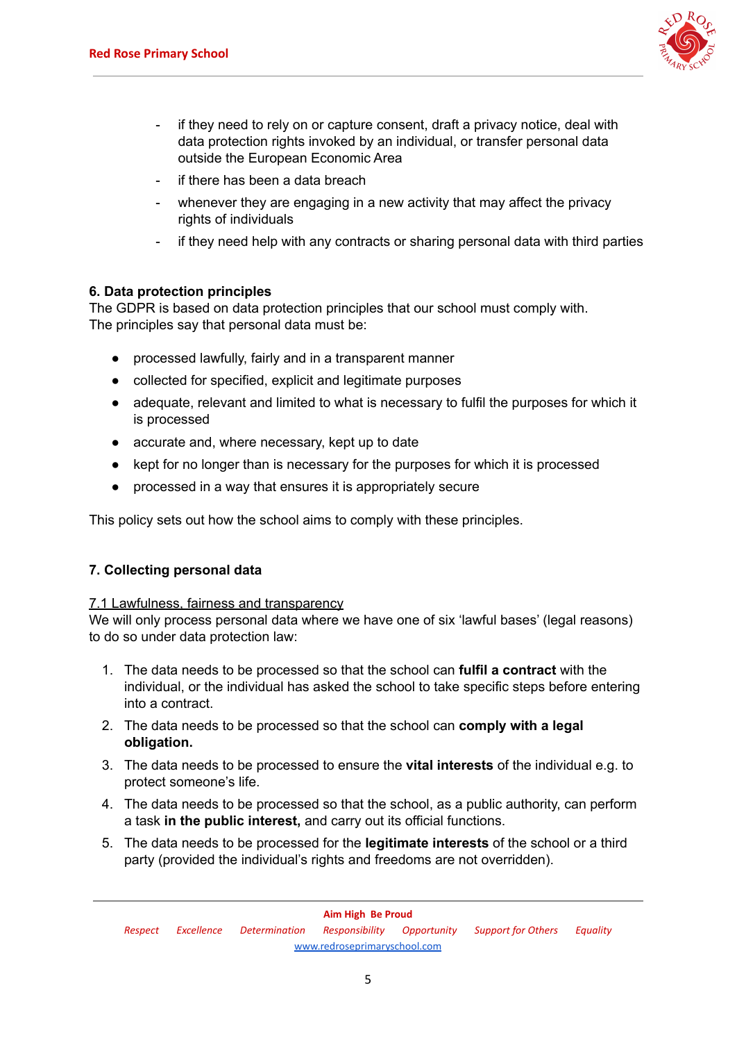- if they need to rely on or capture consent, draft a privacy notice, deal with data protection rights invoked by an individual, or transfer personal data outside the European Economic Area
- if there has been a data breach
- whenever they are engaging in a new activity that may affect the privacy rights of individuals
- if they need help with any contracts or sharing personal data with third parties

## 6. Data protection principles

The GDPR is based on data protection principles that our school must comply with. The principles say that personal data must be:

- processed lawfully, fairly and in a transparent manner
- collected for specified, explicit and legitimate purposes
- adequate, relevant and limited to what is necessary to fulfil the purposes for which it is processed
- accurate and, where necessary, kept up to date
- kept for no longer than is necessary for the purposes for which it is processed
- processed in a way that ensures it is appropriately secure

This policy sets out how the school aims to comply with these principles.

## 7. Collecting personal data

### 7.1 Lawfulness, fairness and transparency

We will only process personal data where we have one of six 'lawful bases' (legal reasons) to do so under data protection law:

1. The data needs to be processed so that the school can **fulfil a contract** with the individual, or the individual has asked the school to take specific steps before entering into a contract.
2. The data needs to be processed so that the school can **comply with a legal obligation.**
3. The data needs to be processed to ensure the **vital interests** of the individual e.g. to protect someone's life.
4. The data needs to be processed so that the school, as a public authority, can perform a task **in the public interest,** and carry out its official functions.
5. The data needs to be processed for the **legitimate interests** of the school or a third party (provided the individual's rights and freedoms are not overridden).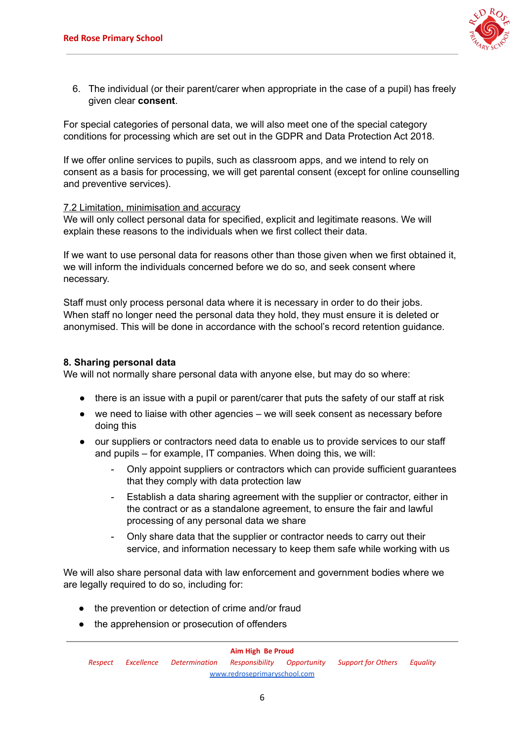6. The individual (or their parent/carer when appropriate in the case of a pupil) has freely given clear **consent**.

For special categories of personal data, we will also meet one of the special category conditions for processing which are set out in the GDPR and Data Protection Act 2018.

If we offer online services to pupils, such as classroom apps, and we intend to rely on consent as a basis for processing, we will get parental consent (except for online counselling and preventive services).

### 7.2 Limitation, minimisation and accuracy

We will only collect personal data for specified, explicit and legitimate reasons. We will explain these reasons to the individuals when we first collect their data.

If we want to use personal data for reasons other than those given when we first obtained it, we will inform the individuals concerned before we do so, and seek consent where necessary.

Staff must only process personal data where it is necessary in order to do their jobs. When staff no longer need the personal data they hold, they must ensure it is deleted or anonymised. This will be done in accordance with the school's record retention guidance.

## 8. Sharing personal data

We will not normally share personal data with anyone else, but may do so where:

- there is an issue with a pupil or parent/carer that puts the safety of our staff at risk
- we need to liaise with other agencies – we will seek consent as necessary before doing this
- our suppliers or contractors need data to enable us to provide services to our staff and pupils – for example, IT companies. When doing this, we will:
  - Only appoint suppliers or contractors which can provide sufficient guarantees that they comply with data protection law
  - Establish a data sharing agreement with the supplier or contractor, either in the contract or as a standalone agreement, to ensure the fair and lawful processing of any personal data we share
  - Only share data that the supplier or contractor needs to carry out their service, and information necessary to keep them safe while working with us

We will also share personal data with law enforcement and government bodies where we are legally required to do so, including for:

- the prevention or detection of crime and/or fraud
- the apprehension or prosecution of offenders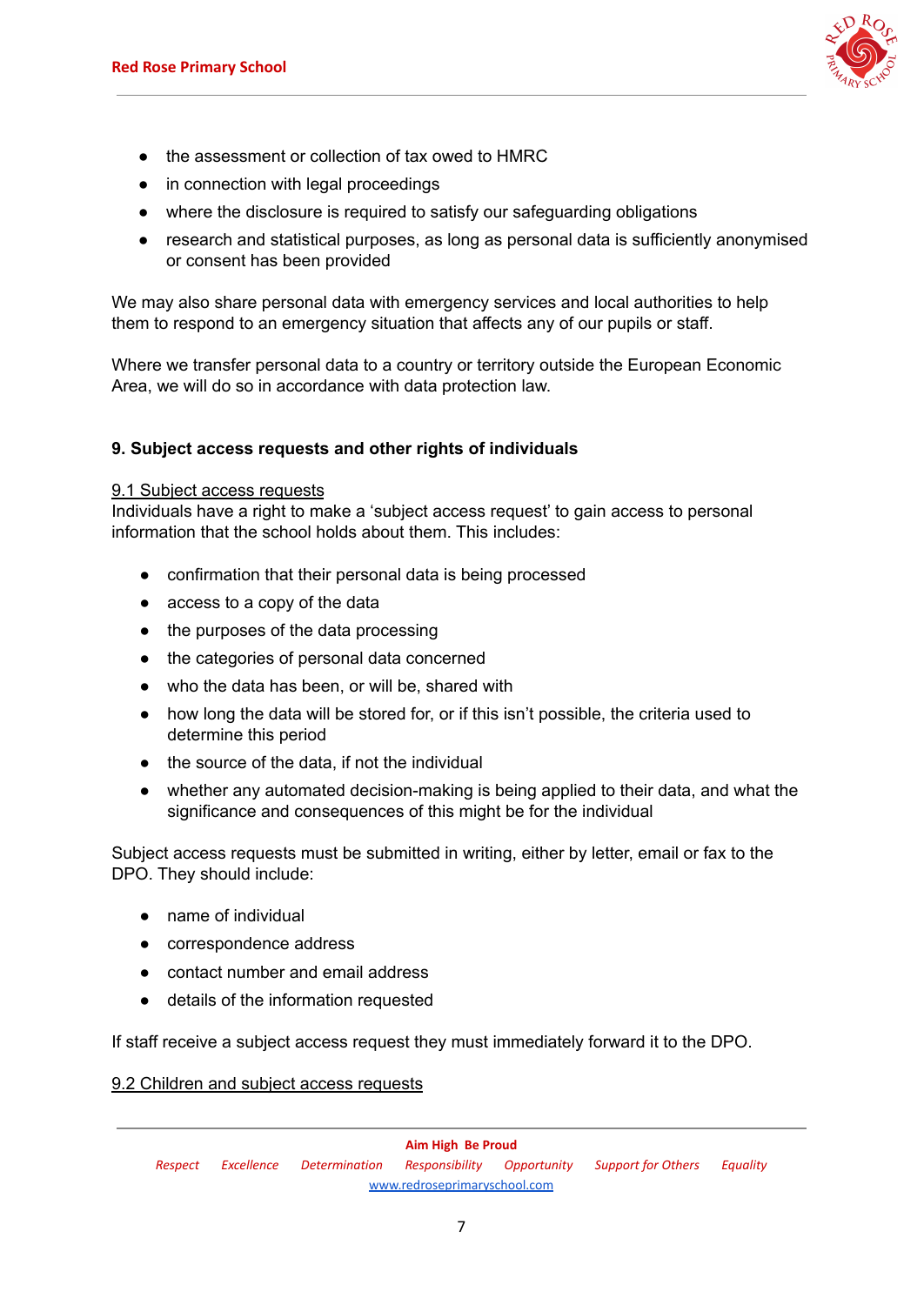- the assessment or collection of tax owed to HMRC
- in connection with legal proceedings
- where the disclosure is required to satisfy our safeguarding obligations
- research and statistical purposes, as long as personal data is sufficiently anonymised or consent has been provided

We may also share personal data with emergency services and local authorities to help them to respond to an emergency situation that affects any of our pupils or staff.

Where we transfer personal data to a country or territory outside the European Economic Area, we will do so in accordance with data protection law.

## 9. Subject access requests and other rights of individuals

### 9.1 Subject access requests

Individuals have a right to make a 'subject access request' to gain access to personal information that the school holds about them. This includes:

- confirmation that their personal data is being processed
- access to a copy of the data
- the purposes of the data processing
- the categories of personal data concerned
- who the data has been, or will be, shared with
- how long the data will be stored for, or if this isn't possible, the criteria used to determine this period
- the source of the data, if not the individual
- whether any automated decision-making is being applied to their data, and what the significance and consequences of this might be for the individual

Subject access requests must be submitted in writing, either by letter, email or fax to the DPO. They should include:

- name of individual
- correspondence address
- contact number and email address
- details of the information requested

If staff receive a subject access request they must immediately forward it to the DPO.

### 9.2 Children and subject access requests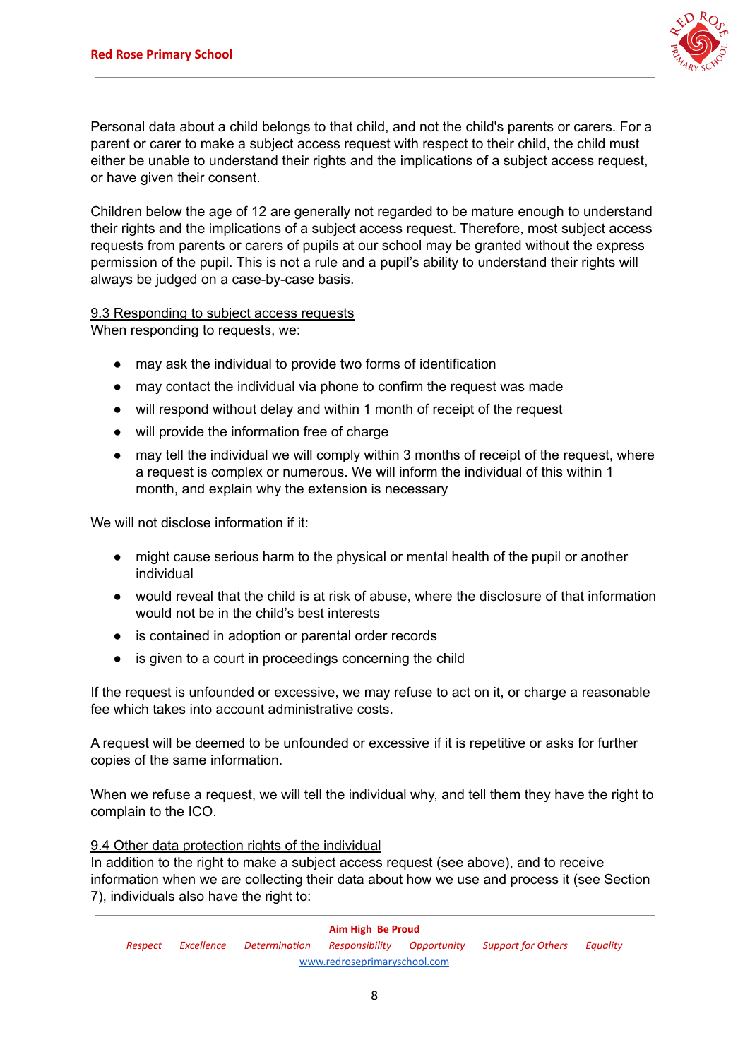Personal data about a child belongs to that child, and not the child's parents or carers. For a parent or carer to make a subject access request with respect to their child, the child must either be unable to understand their rights and the implications of a subject access request, or have given their consent.

Children below the age of 12 are generally not regarded to be mature enough to understand their rights and the implications of a subject access request. Therefore, most subject access requests from parents or carers of pupils at our school may be granted without the express permission of the pupil. This is not a rule and a pupil's ability to understand their rights will always be judged on a case-by-case basis.

### 9.3 Responding to subject access requests

When responding to requests, we:

- may ask the individual to provide two forms of identification
- may contact the individual via phone to confirm the request was made
- will respond without delay and within 1 month of receipt of the request
- will provide the information free of charge
- may tell the individual we will comply within 3 months of receipt of the request, where a request is complex or numerous. We will inform the individual of this within 1 month, and explain why the extension is necessary

We will not disclose information if it:

- might cause serious harm to the physical or mental health of the pupil or another individual
- would reveal that the child is at risk of abuse, where the disclosure of that information would not be in the child's best interests
- is contained in adoption or parental order records
- is given to a court in proceedings concerning the child

If the request is unfounded or excessive, we may refuse to act on it, or charge a reasonable fee which takes into account administrative costs.

A request will be deemed to be unfounded or excessive if it is repetitive or asks for further copies of the same information.

When we refuse a request, we will tell the individual why, and tell them they have the right to complain to the ICO.

### 9.4 Other data protection rights of the individual

In addition to the right to make a subject access request (see above), and to receive information when we are collecting their data about how we use and process it (see Section 7), individuals also have the right to: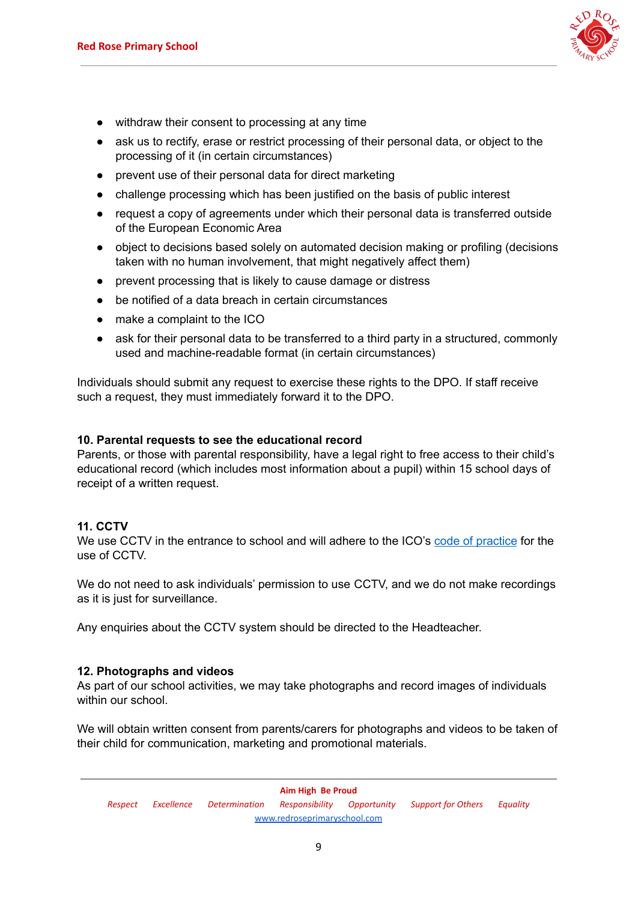- withdraw their consent to processing at any time
- ask us to rectify, erase or restrict processing of their personal data, or object to the processing of it (in certain circumstances)
- prevent use of their personal data for direct marketing
- challenge processing which has been justified on the basis of public interest
- request a copy of agreements under which their personal data is transferred outside of the European Economic Area
- object to decisions based solely on automated decision making or profiling (decisions taken with no human involvement, that might negatively affect them)
- prevent processing that is likely to cause damage or distress
- be notified of a data breach in certain circumstances
- make a complaint to the ICO
- ask for their personal data to be transferred to a third party in a structured, commonly used and machine-readable format (in certain circumstances)

Individuals should submit any request to exercise these rights to the DPO. If staff receive such a request, they must immediately forward it to the DPO.

## 10. Parental requests to see the educational record

Parents, or those with parental responsibility, have a legal right to free access to their child's educational record (which includes most information about a pupil) within 15 school days of receipt of a written request.

## 11. CCTV

We use CCTV in the entrance to school and will adhere to the ICO's code of practice for the use of CCTV.

We do not need to ask individuals' permission to use CCTV, and we do not make recordings as it is just for surveillance.

Any enquiries about the CCTV system should be directed to the Headteacher.

## 12. Photographs and videos

As part of our school activities, we may take photographs and record images of individuals within our school.

We will obtain written consent from parents/carers for photographs and videos to be taken of their child for communication, marketing and promotional materials.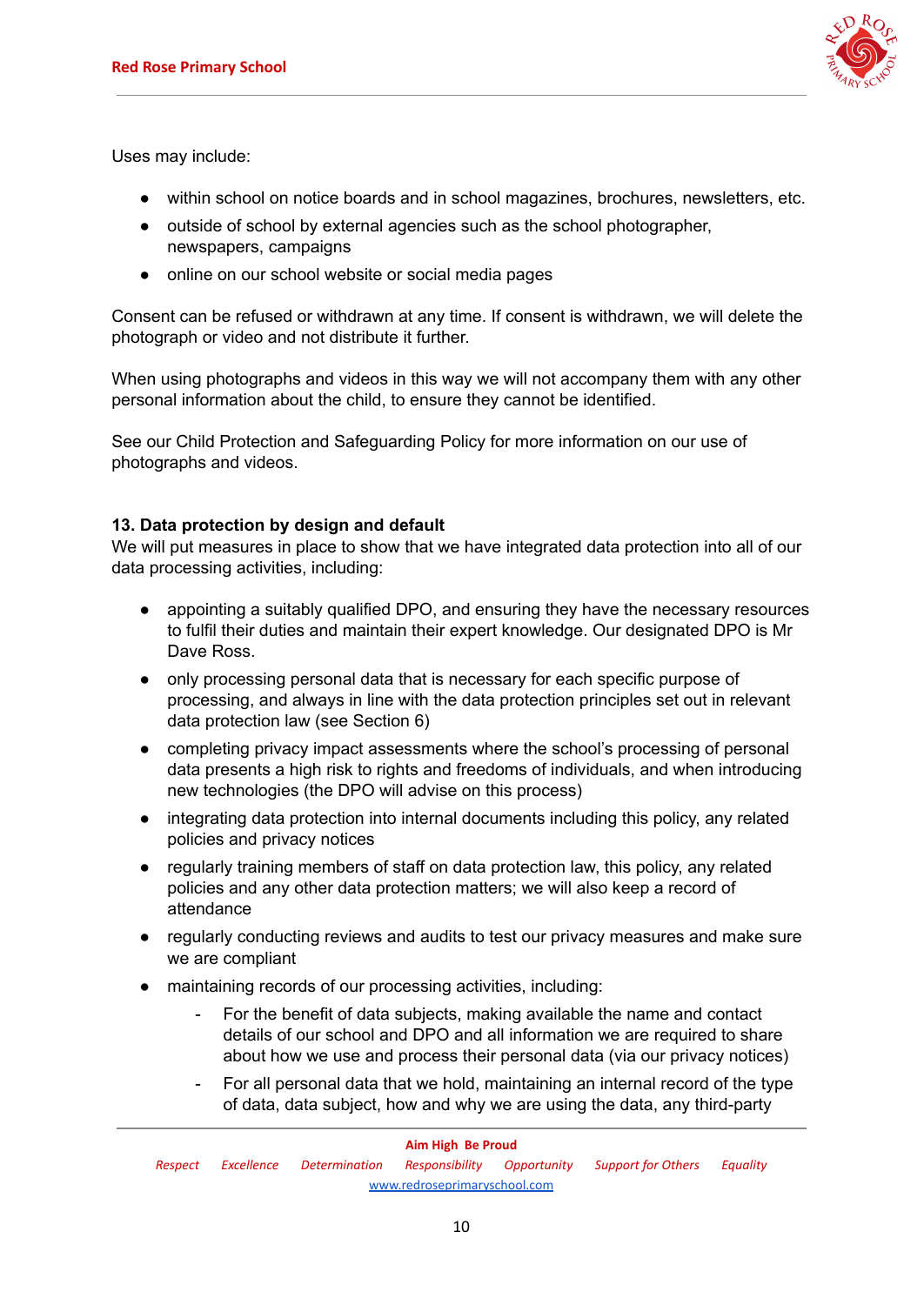Uses may include:

- within school on notice boards and in school magazines, brochures, newsletters, etc.
- outside of school by external agencies such as the school photographer, newspapers, campaigns
- online on our school website or social media pages

Consent can be refused or withdrawn at any time. If consent is withdrawn, we will delete the photograph or video and not distribute it further.

When using photographs and videos in this way we will not accompany them with any other personal information about the child, to ensure they cannot be identified.

See our Child Protection and Safeguarding Policy for more information on our use of photographs and videos.

## 13. Data protection by design and default

We will put measures in place to show that we have integrated data protection into all of our data processing activities, including:

- appointing a suitably qualified DPO, and ensuring they have the necessary resources to fulfil their duties and maintain their expert knowledge. Our designated DPO is Mr Dave Ross.
- only processing personal data that is necessary for each specific purpose of processing, and always in line with the data protection principles set out in relevant data protection law (see Section 6)
- completing privacy impact assessments where the school's processing of personal data presents a high risk to rights and freedoms of individuals, and when introducing new technologies (the DPO will advise on this process)
- integrating data protection into internal documents including this policy, any related policies and privacy notices
- regularly training members of staff on data protection law, this policy, any related policies and any other data protection matters; we will also keep a record of attendance
- regularly conducting reviews and audits to test our privacy measures and make sure we are compliant
- maintaining records of our processing activities, including:
    - For the benefit of data subjects, making available the name and contact details of our school and DPO and all information we are required to share about how we use and process their personal data (via our privacy notices)
    - For all personal data that we hold, maintaining an internal record of the type of data, data subject, how and why we are using the data, any third-party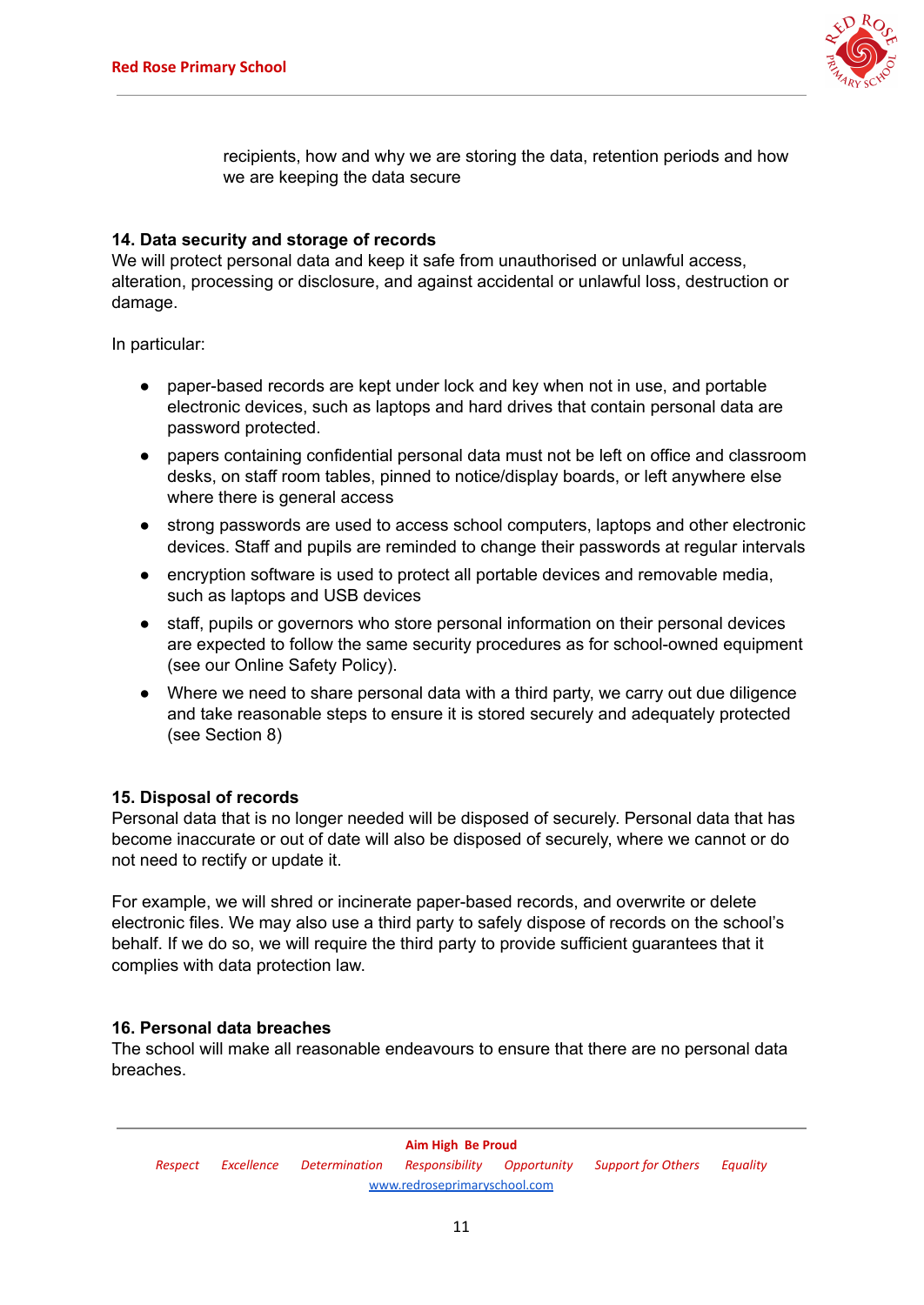recipients, how and why we are storing the data, retention periods and how we are keeping the data secure

## 14. Data security and storage of records

We will protect personal data and keep it safe from unauthorised or unlawful access, alteration, processing or disclosure, and against accidental or unlawful loss, destruction or damage.

In particular:

- paper-based records are kept under lock and key when not in use, and portable electronic devices, such as laptops and hard drives that contain personal data are password protected.
- papers containing confidential personal data must not be left on office and classroom desks, on staff room tables, pinned to notice/display boards, or left anywhere else where there is general access
- strong passwords are used to access school computers, laptops and other electronic devices. Staff and pupils are reminded to change their passwords at regular intervals
- encryption software is used to protect all portable devices and removable media, such as laptops and USB devices
- staff, pupils or governors who store personal information on their personal devices are expected to follow the same security procedures as for school-owned equipment (see our Online Safety Policy).
- Where we need to share personal data with a third party, we carry out due diligence and take reasonable steps to ensure it is stored securely and adequately protected (see Section 8)

## 15. Disposal of records

Personal data that is no longer needed will be disposed of securely. Personal data that has become inaccurate or out of date will also be disposed of securely, where we cannot or do not need to rectify or update it.

For example, we will shred or incinerate paper-based records, and overwrite or delete electronic files. We may also use a third party to safely dispose of records on the school's behalf. If we do so, we will require the third party to provide sufficient guarantees that it complies with data protection law.

## 16. Personal data breaches

The school will make all reasonable endeavours to ensure that there are no personal data breaches.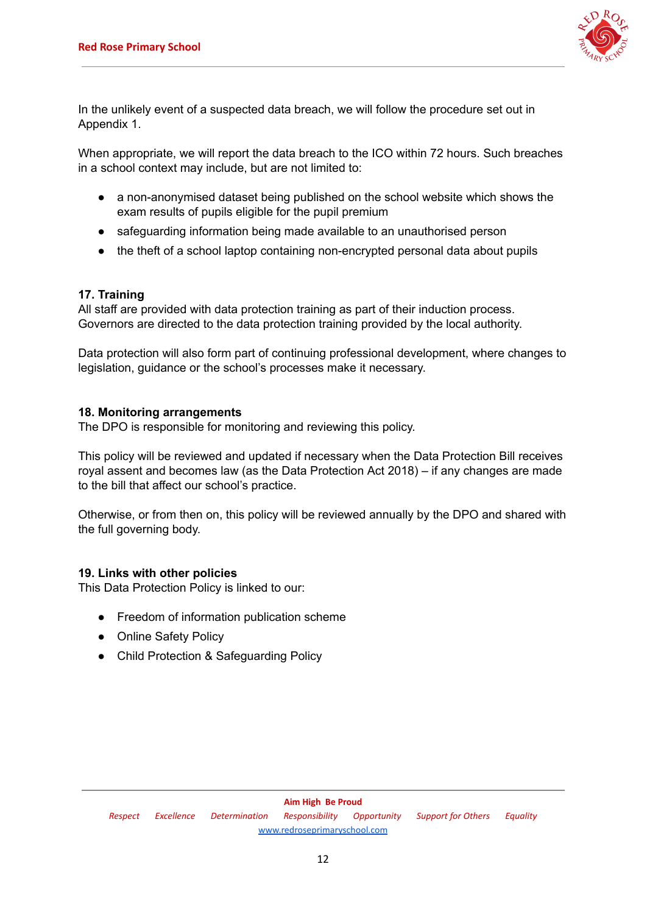In the unlikely event of a suspected data breach, we will follow the procedure set out in Appendix 1.

When appropriate, we will report the data breach to the ICO within 72 hours. Such breaches in a school context may include, but are not limited to:

- a non-anonymised dataset being published on the school website which shows the exam results of pupils eligible for the pupil premium
- safeguarding information being made available to an unauthorised person
- the theft of a school laptop containing non-encrypted personal data about pupils

**17. Training**
All staff are provided with data protection training as part of their induction process. Governors are directed to the data protection training provided by the local authority.

Data protection will also form part of continuing professional development, where changes to legislation, guidance or the school's processes make it necessary.

**18. Monitoring arrangements**
The DPO is responsible for monitoring and reviewing this policy.

This policy will be reviewed and updated if necessary when the Data Protection Bill receives royal assent and becomes law (as the Data Protection Act 2018) – if any changes are made to the bill that affect our school's practice.

Otherwise, or from then on, this policy will be reviewed annually by the DPO and shared with the full governing body.

**19. Links with other policies**
This Data Protection Policy is linked to our:

- Freedom of information publication scheme
- Online Safety Policy
- Child Protection & Safeguarding Policy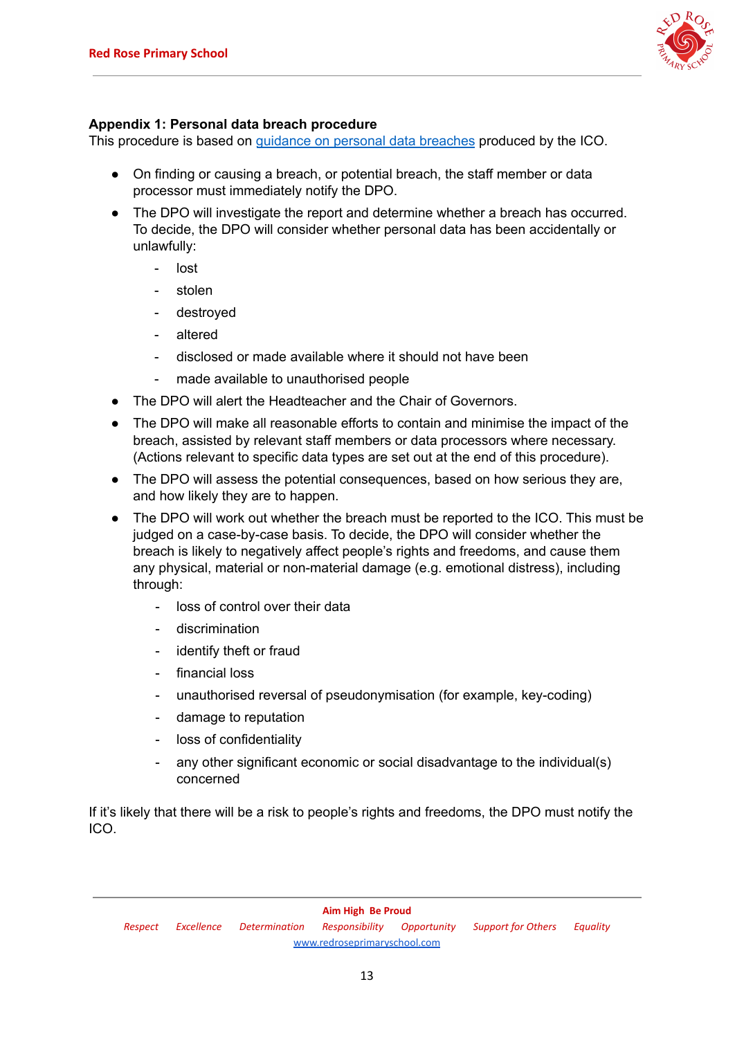**Appendix 1: Personal data breach procedure**

This procedure is based on [guidance on personal data breaches](#) produced by the ICO.

- On finding or causing a breach, or potential breach, the staff member or data processor must immediately notify the DPO.
- The DPO will investigate the report and determine whether a breach has occurred. To decide, the DPO will consider whether personal data has been accidentally or unlawfully:
  - lost
  - stolen
  - destroyed
  - altered
  - disclosed or made available where it should not have been
  - made available to unauthorised people
- The DPO will alert the Headteacher and the Chair of Governors.
- The DPO will make all reasonable efforts to contain and minimise the impact of the breach, assisted by relevant staff members or data processors where necessary. (Actions relevant to specific data types are set out at the end of this procedure).
- The DPO will assess the potential consequences, based on how serious they are, and how likely they are to happen.
- The DPO will work out whether the breach must be reported to the ICO. This must be judged on a case-by-case basis. To decide, the DPO will consider whether the breach is likely to negatively affect people's rights and freedoms, and cause them any physical, material or non-material damage (e.g. emotional distress), including through:
  - loss of control over their data
  - discrimination
  - identify theft or fraud
  - financial loss
  - unauthorised reversal of pseudonymisation (for example, key-coding)
  - damage to reputation
  - loss of confidentiality
  - any other significant economic or social disadvantage to the individual(s) concerned

If it's likely that there will be a risk to people's rights and freedoms, the DPO must notify the ICO.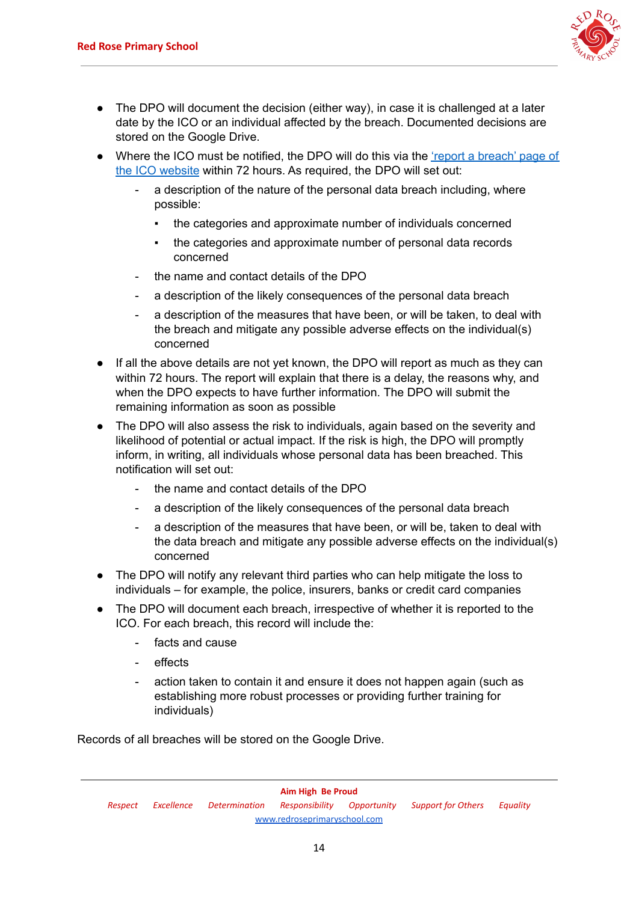- The DPO will document the decision (either way), in case it is challenged at a later date by the ICO or an individual affected by the breach. Documented decisions are stored on the Google Drive.
- Where the ICO must be notified, the DPO will do this via the ['report a breach' page of the ICO website]() within 72 hours. As required, the DPO will set out:
  - a description of the nature of the personal data breach including, where possible:
    - the categories and approximate number of individuals concerned
    - the categories and approximate number of personal data records concerned
  - the name and contact details of the DPO
  - a description of the likely consequences of the personal data breach
  - a description of the measures that have been, or will be taken, to deal with the breach and mitigate any possible adverse effects on the individual(s) concerned
- If all the above details are not yet known, the DPO will report as much as they can within 72 hours. The report will explain that there is a delay, the reasons why, and when the DPO expects to have further information. The DPO will submit the remaining information as soon as possible
- The DPO will also assess the risk to individuals, again based on the severity and likelihood of potential or actual impact. If the risk is high, the DPO will promptly inform, in writing, all individuals whose personal data has been breached. This notification will set out:
  - the name and contact details of the DPO
  - a description of the likely consequences of the personal data breach
  - a description of the measures that have been, or will be, taken to deal with the data breach and mitigate any possible adverse effects on the individual(s) concerned
- The DPO will notify any relevant third parties who can help mitigate the loss to individuals – for example, the police, insurers, banks or credit card companies
- The DPO will document each breach, irrespective of whether it is reported to the ICO. For each breach, this record will include the:
  - facts and cause
  - effects
  - action taken to contain it and ensure it does not happen again (such as establishing more robust processes or providing further training for individuals)

Records of all breaches will be stored on the Google Drive.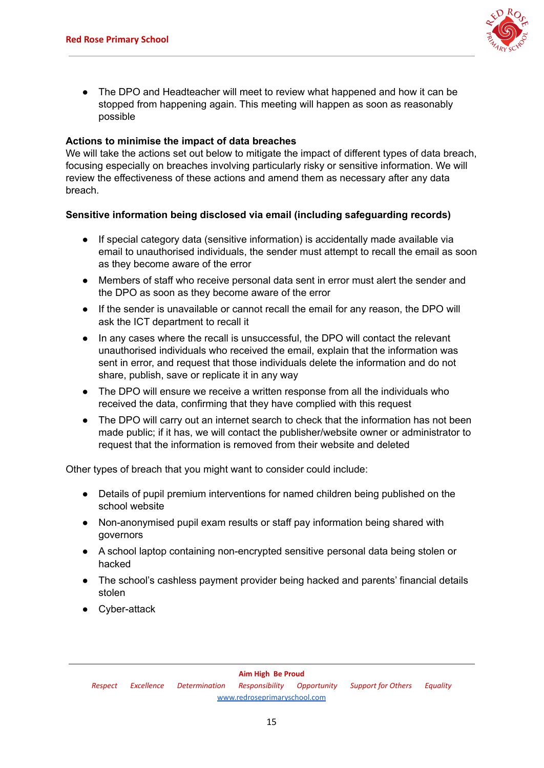- The DPO and Headteacher will meet to review what happened and how it can be stopped from happening again. This meeting will happen as soon as reasonably possible

**Actions to minimise the impact of data breaches**

We will take the actions set out below to mitigate the impact of different types of data breach, focusing especially on breaches involving particularly risky or sensitive information. We will review the effectiveness of these actions and amend them as necessary after any data breach.

**Sensitive information being disclosed via email (including safeguarding records)**

- If special category data (sensitive information) is accidentally made available via email to unauthorised individuals, the sender must attempt to recall the email as soon as they become aware of the error
- Members of staff who receive personal data sent in error must alert the sender and the DPO as soon as they become aware of the error
- If the sender is unavailable or cannot recall the email for any reason, the DPO will ask the ICT department to recall it
- In any cases where the recall is unsuccessful, the DPO will contact the relevant unauthorised individuals who received the email, explain that the information was sent in error, and request that those individuals delete the information and do not share, publish, save or replicate it in any way
- The DPO will ensure we receive a written response from all the individuals who received the data, confirming that they have complied with this request
- The DPO will carry out an internet search to check that the information has not been made public; if it has, we will contact the publisher/website owner or administrator to request that the information is removed from their website and deleted

Other types of breach that you might want to consider could include:

- Details of pupil premium interventions for named children being published on the school website
- Non-anonymised pupil exam results or staff pay information being shared with governors
- A school laptop containing non-encrypted sensitive personal data being stolen or hacked
- The school's cashless payment provider being hacked and parents' financial details stolen
- Cyber-attack